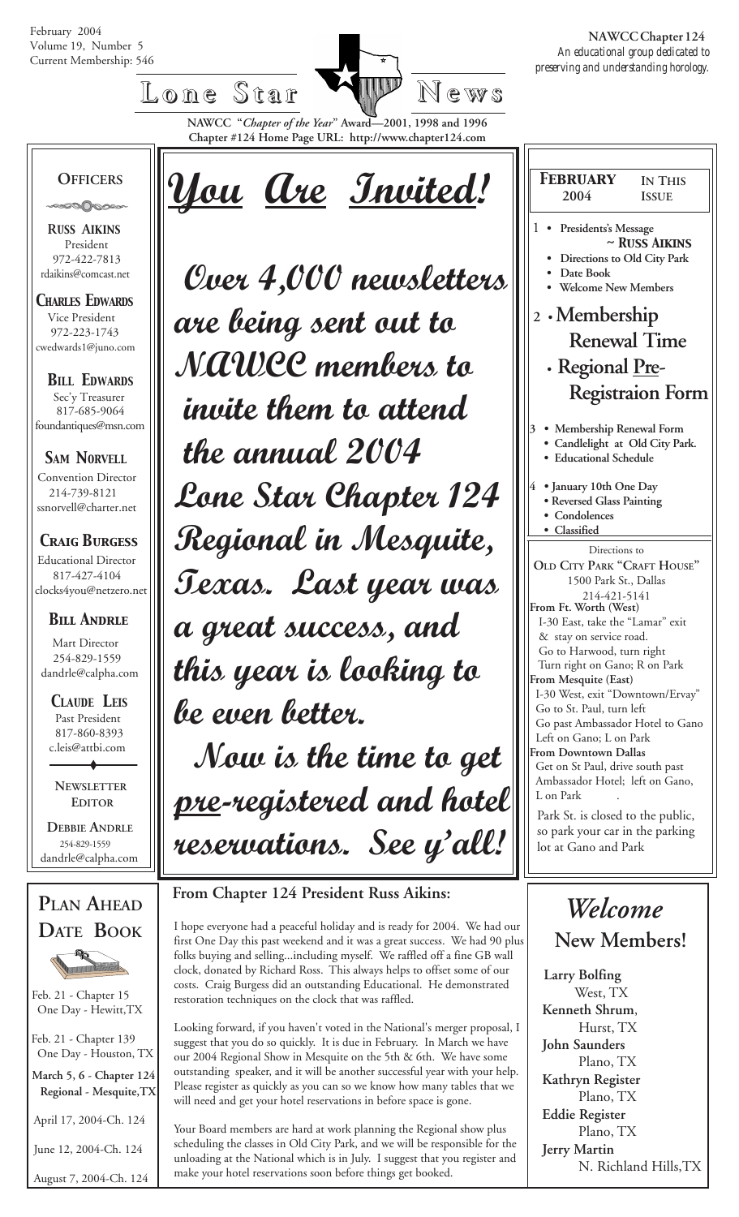February 2004
Volume 19, Number 5
Current Membership: 546

**NAWCC Chapter 124**
*An educational group dedicated to preserving and understanding horology.*

# Lone Star News

**NAWCC "*Chapter of the Year*" Award—2001, 1998 and 1996**
**Chapter #124 Home Page URL: http://www.chapter124.com**

## OFFICERS

**RUSS AIKINS**
President
972-422-7813
rdaikins@comcast.net

**CHARLES EDWARDS**
Vice President
972-223-1743
cwedwards1@juno.com

**BILL EDWARDS**
Sec'y Treasurer
817-685-9064
foundantiques@msn.com

**SAM NORVELL**
Convention Director
214-739-8121
ssnorvell@charter.net

**CRAIG BURGESS**
Educational Director
817-427-4104
clocks4you@netzero.net

**BILL ANDRLE**
Mart Director
254-829-1559
dandrle@calpha.com

**CLAUDE LEIS**
Past President
817-860-8393
c.leis@attbi.com

**NEWSLETTER EDITOR**

**DEBBIE ANDRLE**
254-829-1559
dandrle@calpha.com

# You Are Invited!

**Over 4,000 newsletters are being sent out to NAWCC members to invite them to attend the annual 2004 Lone Star Chapter 124 Regional in Mesquite, Texas. Last year was a great success, and this year is looking to be even better.**

**Now is the time to get *pre*-registered and hotel reservations. See y'all!**

## FEBRUARY 2004 — IN THIS ISSUE

1
- Presidents's Message ~ RUSS AIKINS
- Directions to Old City Park
- Date Book
- Welcome New Members

2
- Membership Renewal Time
- Regional Pre-Registraion Form

3
- Membership Renewal Form
- Candlelight at Old City Park.
- Educational Schedule

4
- January 10th One Day
- Reversed Glass Painting
- Condolences
- Classified

Directions to
**OLD CITY PARK "CRAFT HOUSE"**
1500 Park St., Dallas
214-421-5141

**From Ft. Worth (West)**
I-30 East, take the "Lamar" exit & stay on service road.
Go to Harwood, turn right
Turn right on Gano; R on Park

**From Mesquite (East)**
I-30 West, exit "Downtown/Ervay"
Go to St. Paul, turn left
Go past Ambassador Hotel to Gano
Left on Gano; L on Park

**From Downtown Dallas**
Get on St Paul, drive south past Ambassador Hotel; left on Gano, L on Park

Park St. is closed to the public, so park your car in the parking lot at Gano and Park

## PLAN AHEAD DATE BOOK

Feb. 21 - Chapter 15 One Day - Hewitt,TX

Feb. 21 - Chapter 139 One Day - Houston, TX

**March 5, 6 - Chapter 124 Regional - Mesquite,TX**

April 17, 2004-Ch. 124

June 12, 2004-Ch. 124

August 7, 2004-Ch. 124

## From Chapter 124 President Russ Aikins:

I hope everyone had a peaceful holiday and is ready for 2004. We had our first One Day this past weekend and it was a great success. We had 90 plus folks buying and selling...including myself. We raffled off a fine GB wall clock, donated by Richard Ross. This always helps to offset some of our costs. Craig Burgess did an outstanding Educational. He demonstrated restoration techniques on the clock that was raffled.

Looking forward, if you haven't voted in the National's merger proposal, I suggest that you do so quickly. It is due in February. In March we have our 2004 Regional Show in Mesquite on the 5th & 6th. We have some outstanding speaker, and it will be another successful year with your help. Please register as quickly as you can so we know how many tables that we will need and get your hotel reservations in before space is gone.

Your Board members are hard at work planning the Regional show plus scheduling the classes in Old City Park, and we will be responsible for the unloading at the National which is in July. I suggest that you register and make your hotel reservations soon before things get booked.

## *Welcome* New Members!

**Larry Bolfing**
West, TX

**Kenneth Shrum**,
Hurst, TX

**John Saunders**
Plano, TX

**Kathryn Register**
Plano, TX

**Eddie Register**
Plano, TX

**Jerry Martin**
N. Richland Hills,TX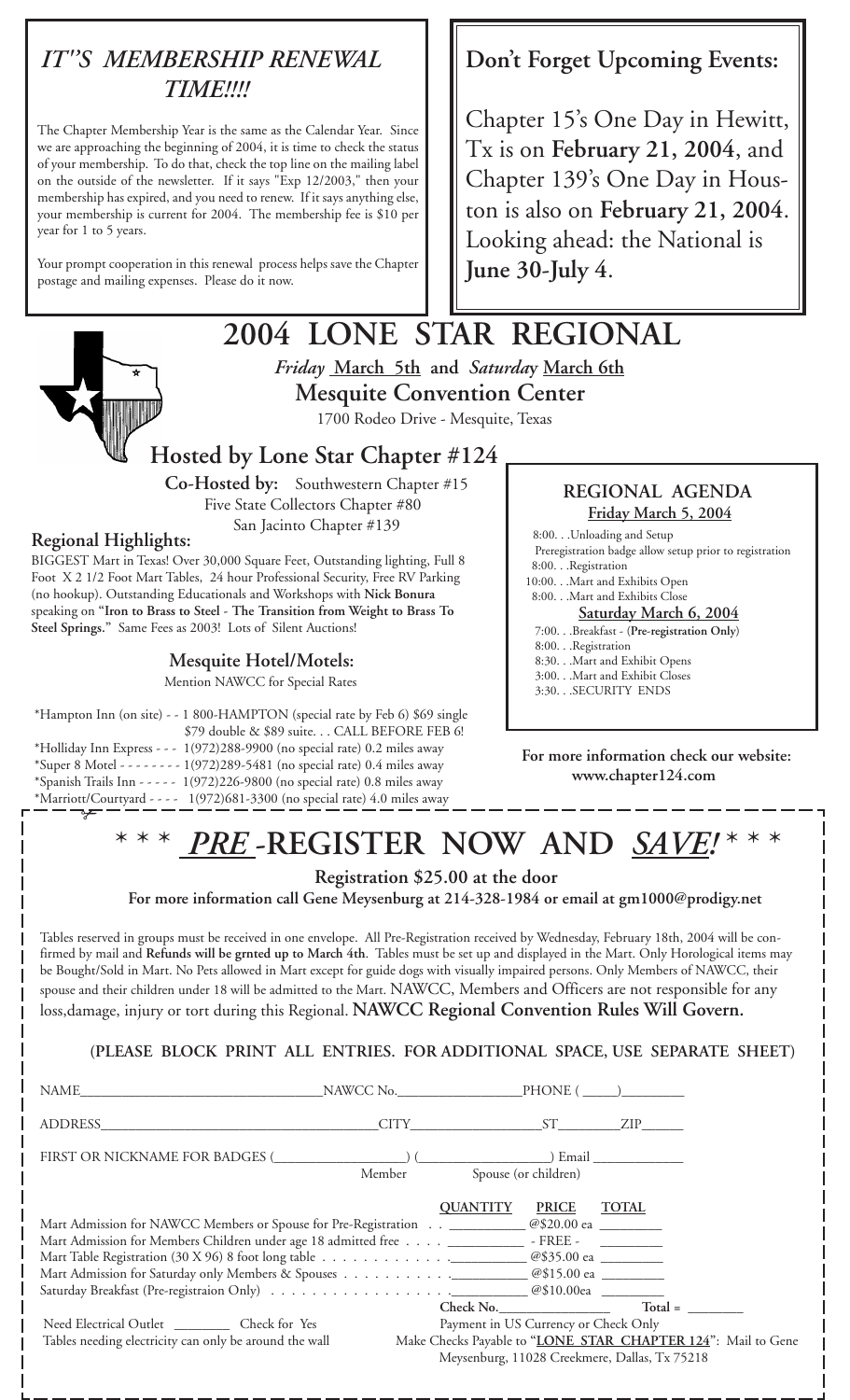## *IT''S MEMBERSHIP RENEWAL TIME!!!!*

The Chapter Membership Year is the same as the Calendar Year. Since we are approaching the beginning of 2004, it is time to check the status of your membership. To do that, check the top line on the mailing label on the outside of the newsletter. If it says "Exp 12/2003," then your membership has expired, and you need to renew. If it says anything else, your membership is current for 2004. The membership fee is $10 per year for 1 to 5 years.

Your prompt cooperation in this renewal process helps save the Chapter postage and mailing expenses. Please do it now.

## Don't Forget Upcoming Events:

Chapter 15's One Day in Hewitt, Tx is on **February 21, 2004**, and Chapter 139's One Day in Houston is also on **February 21, 2004**. Looking ahead: the National is **June 30-July 4**.

# 2004 LONE STAR REGIONAL

***Friday* March 5th and *Saturday* March 6th**

**Mesquite Convention Center**

1700 Rodeo Drive - Mesquite, Texas

## Hosted by Lone Star Chapter #124

**Co-Hosted by:** Southwestern Chapter #15
Five State Collectors Chapter #80
San Jacinto Chapter #139

### Regional Highlights:

BIGGEST Mart in Texas! Over 30,000 Square Feet, Outstanding lighting, Full 8 Foot X 2 1/2 Foot Mart Tables, 24 hour Professional Security, Free RV Parking (no hookup). Outstanding Educationals and Workshops with **Nick Bonura** speaking on **"Iron to Brass to Steel - The Transition from Weight to Brass To Steel Springs."** Same Fees as 2003! Lots of Silent Auctions!

### Mesquite Hotel/Motels:

Mention NAWCC for Special Rates

*Hampton Inn (on site) - - 1 800-HAMPTON (special rate by Feb 6) $69 single $79 double & $89 suite. . . CALL BEFORE FEB 6!
*Holliday Inn Express - - - 1(972)288-9900 (no special rate) 0.2 miles away
*Super 8 Motel - - - - - - - - 1(972)289-5481 (no special rate) 0.4 miles away
*Spanish Trails Inn - - - - - 1(972)226-9800 (no special rate) 0.8 miles away
*Marriott/Courtyard - - - - 1(972)681-3300 (no special rate) 4.0 miles away

### REGIONAL AGENDA

**Friday March 5, 2004**

8:00. . .Unloading and Setup
Preregistration badge allow setup prior to registration
8:00. . .Registration
10:00. . .Mart and Exhibits Open
8:00. . .Mart and Exhibits Close

**Saturday March 6, 2004**

7:00. . .Breakfast - (**Pre-registration Only**)
8:00. . .Registration
8:30. . .Mart and Exhibit Opens
3:00. . .Mart and Exhibit Closes
3:30. . .SECURITY ENDS

**For more information check our website: www.chapter124.com**

# * * * *PRE* -REGISTER NOW AND *SAVE!* * * *

**Registration $25.00 at the door**

**For more information call Gene Meysenburg at 214-328-1984 or email at gm1000@prodigy.net**

Tables reserved in groups must be received in one envelope. All Pre-Registration received by Wednesday, February 18th, 2004 will be confirmed by mail and **Refunds will be grnted up to March 4th**. Tables must be set up and displayed in the Mart. Only Horological items may be Bought/Sold in Mart. No Pets allowed in Mart except for guide dogs with visually impaired persons. Only Members of NAWCC, their spouse and their children under 18 will be admitted to the Mart. NAWCC, Members and Officers are not responsible for any loss,damage, injury or tort during this Regional. **NAWCC Regional Convention Rules Will Govern.**

**(PLEASE BLOCK PRINT ALL ENTRIES. FOR ADDITIONAL SPACE, USE SEPARATE SHEET)**

NAME__________________ NAWCC No.__________ PHONE ( ____)________

ADDRESS____________________ CITY__________ ST______ ZIP_____

FIRST OR NICKNAME FOR BADGES (__________) (__________) Email ________
Member / Spouse (or children)

| | QUANTITY | PRICE | TOTAL |
|---|---|---|---|
| Mart Admission for NAWCC Members or Spouse for Pre-Registration | ______ | @$20.00 ea | ______ |
| Mart Admission for Members Children under age 18 admitted free | ______ | - FREE - | ______ |
| Mart Table Registration (30 X 96) 8 foot long table | ______ | @$35.00 ea | ______ |
| Mart Admission for Saturday only Members & Spouses | ______ | @$15.00 ea | ______ |
| Saturday Breakfast (Pre-registraion Only) | ______ | @$10.00ea | ______ |
| | Check No.________ | | Total = ______ |

Need Electrical Outlet ________ Check for Yes
Tables needing electricity can only be around the wall

Payment in US Currency or Check Only
Make Checks Payable to "**LONE STAR CHAPTER 124**": Mail to Gene Meysenburg, 11028 Creekmere, Dallas, Tx 75218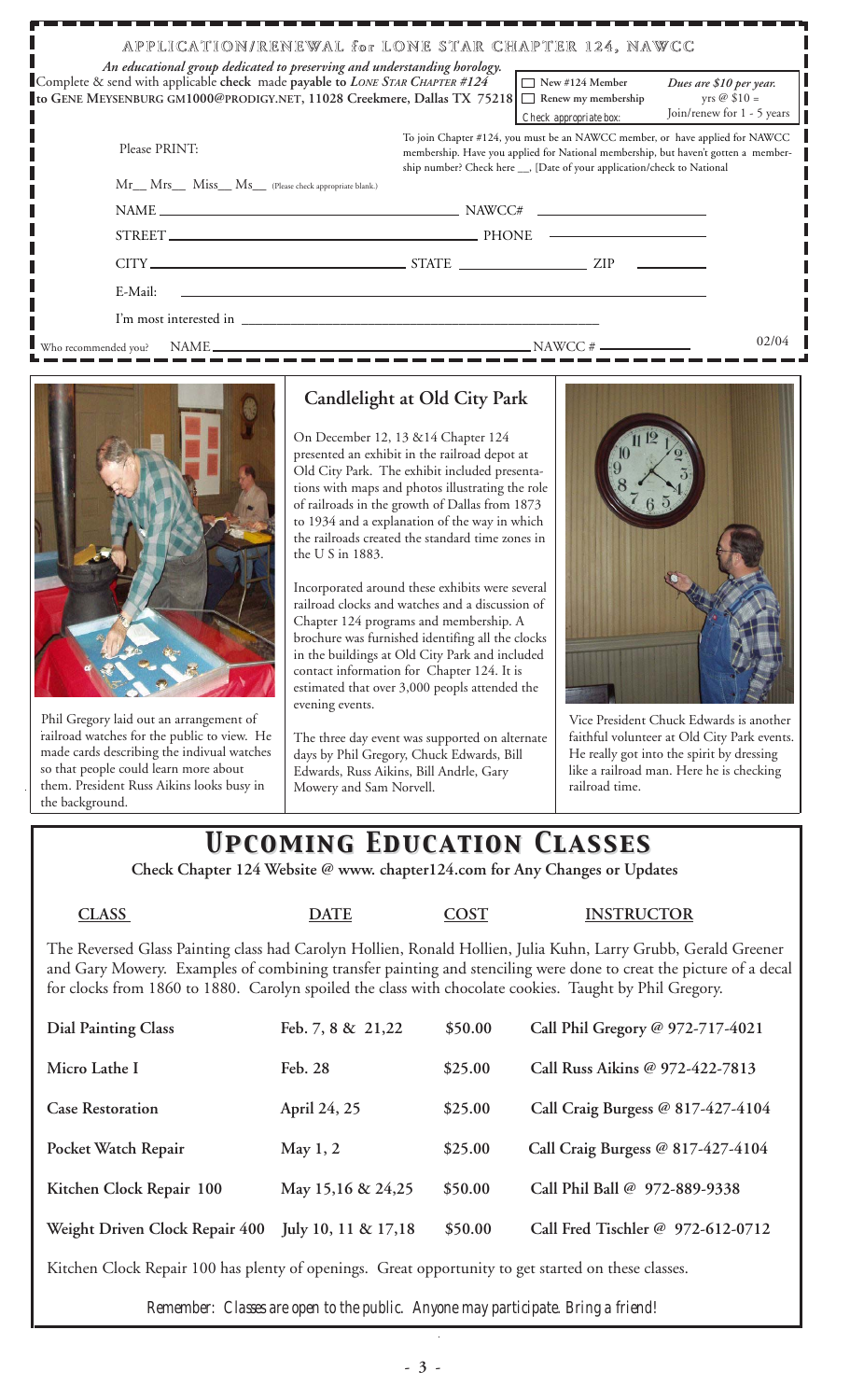# APPLICATION/RENEWAL for LONE STAR CHAPTER 124, NAWCC

*An educational group dedicated to preserving and understanding horology.*

Complete & send with applicable **check** made **payable to** *LONE STAR CHAPTER #124* **to GENE MEYSENBURG GM1000@PRODIGY.NET, 11028 Creekmere, Dallas TX 75218**

☐ New #124 Member
☐ Renew my membership
Check appropriate box:

*Dues are $10 per year.*
yrs @ $10 =
Join/renew for 1 - 5 years

Please PRINT:

To join Chapter #124, you must be an NAWCC member, or have applied for NAWCC membership. Have you applied for National membership, but haven't gotten a membership number? Check here __, [Date of your application/check to National

Mr__ Mrs__ Miss__ Ms__ (Please check appropriate blank.)

NAME ____________________ NAWCC# ____________

STREET ____________________ PHONE ____________

CITY ____________________ STATE ____________ ZIP ________

E-Mail: ____________________

I'm most interested in ____________________

Who recommended you? NAME ____________________ NAWCC # ____________

02/04

## Candlelight at Old City Park

On December 12, 13 &14 Chapter 124 presented an exhibit in the railroad depot at Old City Park. The exhibit included presentations with maps and photos illustrating the role of railroads in the growth of Dallas from 1873 to 1934 and a explanation of the way in which the railroads created the standard time zones in the U S in 1883.

Incorporated around these exhibits were several railroad clocks and watches and a discussion of Chapter 124 programs and membership. A brochure was furnished identifing all the clocks in the buildings at Old City Park and included contact information for Chapter 124. It is estimated that over 3,000 peopls attended the evening events.

The three day event was supported on alternate days by Phil Gregory, Chuck Edwards, Bill Edwards, Russ Aikins, Bill Andrle, Gary Mowery and Sam Norvell.

Phil Gregory laid out an arrangement of railroad watches for the public to view. He made cards describing the indivual watches so that people could learn more about them. President Russ Aikins looks busy in the background.

Vice President Chuck Edwards is another faithful volunteer at Old City Park events. He really got into the spirit by dressing like a railroad man. Here he is checking railroad time.

## *Upcoming Education Classes*

**Check Chapter 124 Website @ www. chapter124.com for Any Changes or Updates**

The Reversed Glass Painting class had Carolyn Hollien, Ronald Hollien, Julia Kuhn, Larry Grubb, Gerald Greener and Gary Mowery. Examples of combining transfer painting and stenciling were done to creat the picture of a decal for clocks from 1860 to 1880. Carolyn spoiled the class with chocolate cookies. Taught by Phil Gregory.

| CLASS | DATE | COST | INSTRUCTOR |
|---|---|---|---|
| **Dial Painting Class** | **Feb. 7, 8 & 21,22** | **$50.00** | **Call Phil Gregory @ 972-717-4021** |
| **Micro Lathe I** | **Feb. 28** | **$25.00** | **Call Russ Aikins @ 972-422-7813** |
| **Case Restoration** | **April 24, 25** | **$25.00** | **Call Craig Burgess @ 817-427-4104** |
| **Pocket Watch Repair** | **May 1, 2** | **$25.00** | **Call Craig Burgess @ 817-427-4104** |
| **Kitchen Clock Repair 100** | **May 15,16 & 24,25** | **$50.00** | **Call Phil Ball @ 972-889-9338** |
| **Weight Driven Clock Repair 400** | **July 10, 11 & 17,18** | **$50.00** | **Call Fred Tischler @ 972-612-0712** |

Kitchen Clock Repair 100 has plenty of openings. Great opportunity to get started on these classes.

*Remember: Classes are open to the public. Anyone may participate. Bring a friend!*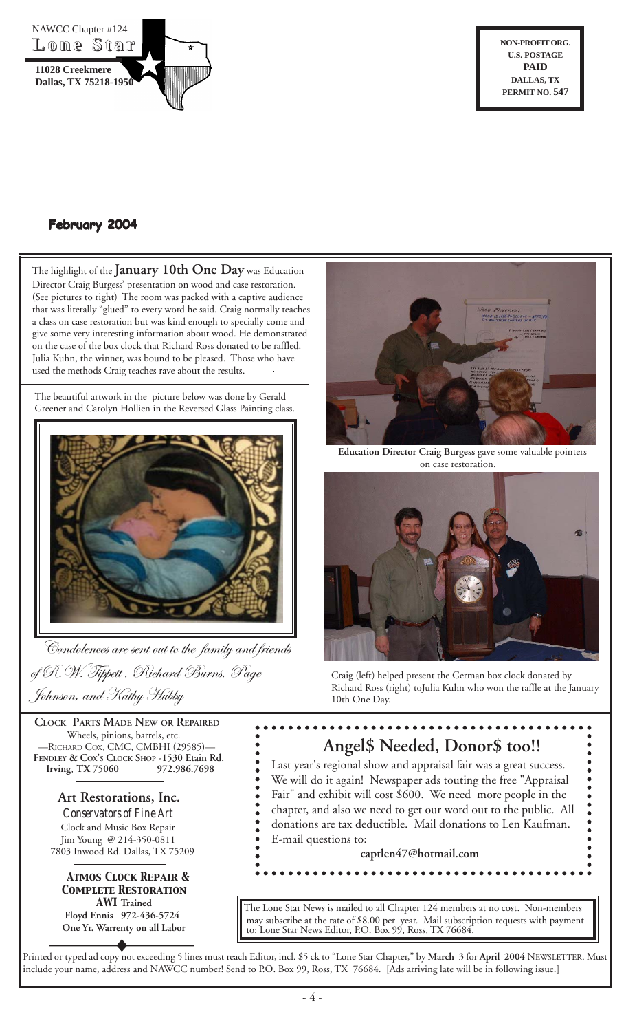NAWCC Chapter #124

**Lone Star**

**11028 Creekmere**
**Dallas, TX 75218-1950**

**NON-PROFIT ORG.**
**U.S. POSTAGE**
**PAID**
**DALLAS, TX**
**PERMIT NO. 547**

## February 2004

The highlight of the **January 10th One Day** was Education Director Craig Burgess' presentation on wood and case restoration. (See pictures to right) The room was packed with a captive audience that was literally "glued" to every word he said. Craig normally teaches a class on case restoration but was kind enough to specially come and give some very interesting information about wood. He demonstrated on the case of the box clock that Richard Ross donated to be raffled. Julia Kuhn, the winner, was bound to be pleased. Those who have used the methods Craig teaches rave about the results.

The beautiful artwork in the picture below was done by Gerald Greener and Carolyn Hollien in the Reversed Glass Painting class.

*Condolences are sent out to the family and friends of R.W. Tippett, Richard Barns, Page Johnson, and Kathy Hubby*

**Education Director Craig Burgess** gave some valuable pointers on case restoration.

Craig (left) helped present the German box clock donated by Richard Ross (right) toJulia Kuhn who won the raffle at the January 10th One Day.

**CLOCK PARTS MADE NEW OR REPAIRED**
Wheels, pinions, barrels, etc.
—RICHARD COX, CMC, CMBHI (29585)—
**FENDLEY & COX'S CLOCK SHOP -1530 Etain Rd.**
**Irving, TX 75060 972.986.7698**

**Art Restorations, Inc.**
*Conservators of Fine Art*
Clock and Music Box Repair
Jim Young @ 214-350-0811
7803 Inwood Rd. Dallas, TX 75209

**ATMOS CLOCK REPAIR & COMPLETE RESTORATION**
**AWI Trained**
**Floyd Ennis 972-436-5724**
**One Yr. Warrenty on all Labor**

## Angel$ Needed, Donor$ too!!

Last year's regional show and appraisal fair was a great success. We will do it again! Newspaper ads touting the free "Appraisal Fair" and exhibit will cost $600. We need more people in the chapter, and also we need to get our word out to the public. All donations are tax deductible. Mail donations to Len Kaufman. E-mail questions to:

**captlen47@hotmail.com**

The Lone Star News is mailed to all Chapter 124 members at no cost. Non-members may subscribe at the rate of $8.00 per year. Mail subscription requests with payment to: Lone Star News Editor, P.O. Box 99, Ross, TX 76684.

Printed or typed ad copy not exceeding 5 lines must reach Editor, incl. $5 ck to "Lone Star Chapter," by **March 3** for **April 2004** NEWSLETTER. Must include your name, address and NAWCC number! Send to P.O. Box 99, Ross, TX 76684. [Ads arriving late will be in following issue.]